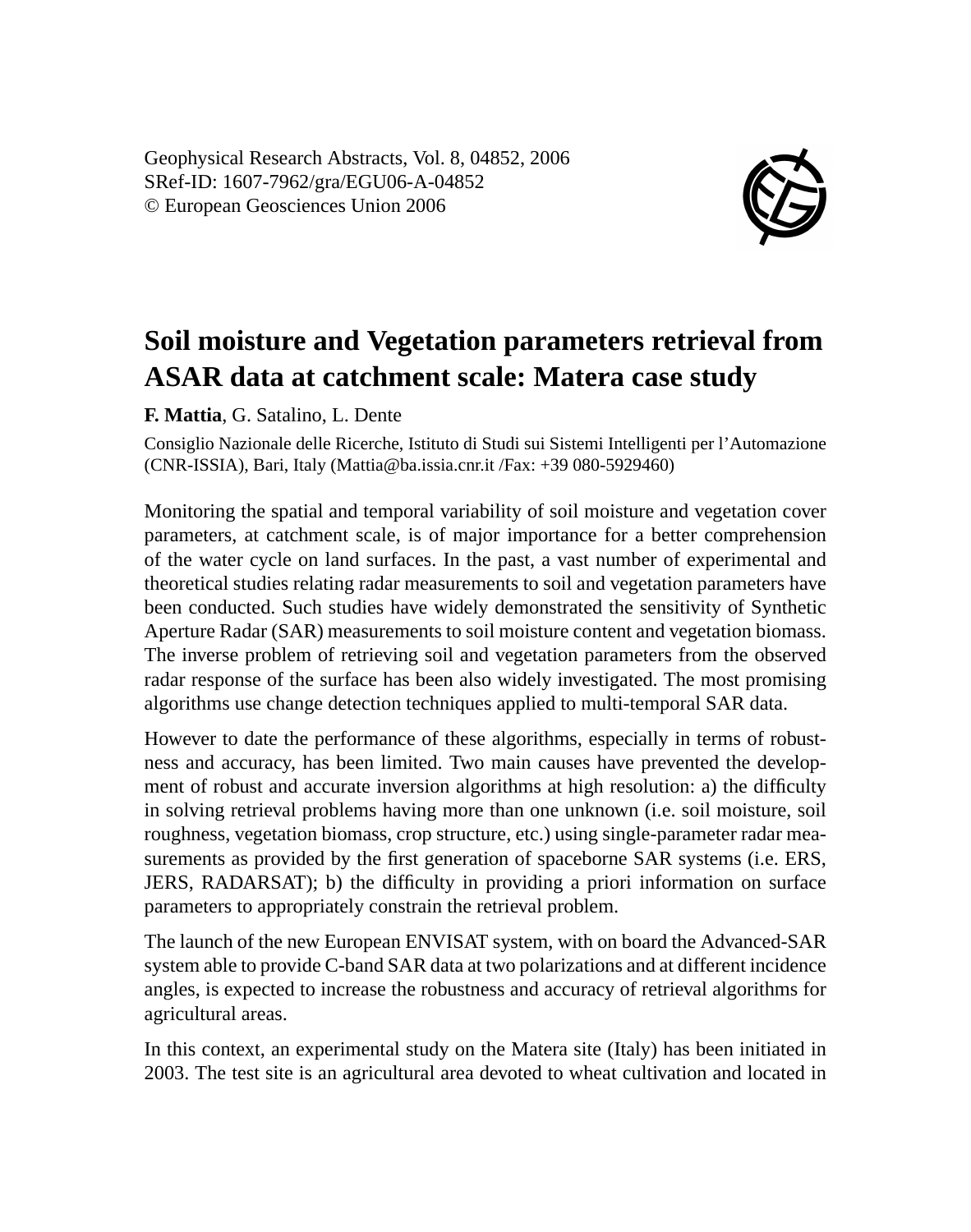Geophysical Research Abstracts, Vol. 8, 04852, 2006
SRef-ID: 1607-7962/gra/EGU06-A-04852
© European Geosciences Union 2006

# Soil moisture and Vegetation parameters retrieval from ASAR data at catchment scale: Matera case study

**F. Mattia**, G. Satalino, L. Dente

Consiglio Nazionale delle Ricerche, Istituto di Studi sui Sistemi Intelligenti per l'Automazione (CNR-ISSIA), Bari, Italy (Mattia@ba.issia.cnr.it /Fax: +39 080-5929460)

Monitoring the spatial and temporal variability of soil moisture and vegetation cover parameters, at catchment scale, is of major importance for a better comprehension of the water cycle on land surfaces. In the past, a vast number of experimental and theoretical studies relating radar measurements to soil and vegetation parameters have been conducted. Such studies have widely demonstrated the sensitivity of Synthetic Aperture Radar (SAR) measurements to soil moisture content and vegetation biomass. The inverse problem of retrieving soil and vegetation parameters from the observed radar response of the surface has been also widely investigated. The most promising algorithms use change detection techniques applied to multi-temporal SAR data.

However to date the performance of these algorithms, especially in terms of robustness and accuracy, has been limited. Two main causes have prevented the development of robust and accurate inversion algorithms at high resolution: a) the difficulty in solving retrieval problems having more than one unknown (i.e. soil moisture, soil roughness, vegetation biomass, crop structure, etc.) using single-parameter radar measurements as provided by the first generation of spaceborne SAR systems (i.e. ERS, JERS, RADARSAT); b) the difficulty in providing a priori information on surface parameters to appropriately constrain the retrieval problem.

The launch of the new European ENVISAT system, with on board the Advanced-SAR system able to provide C-band SAR data at two polarizations and at different incidence angles, is expected to increase the robustness and accuracy of retrieval algorithms for agricultural areas.

In this context, an experimental study on the Matera site (Italy) has been initiated in 2003. The test site is an agricultural area devoted to wheat cultivation and located in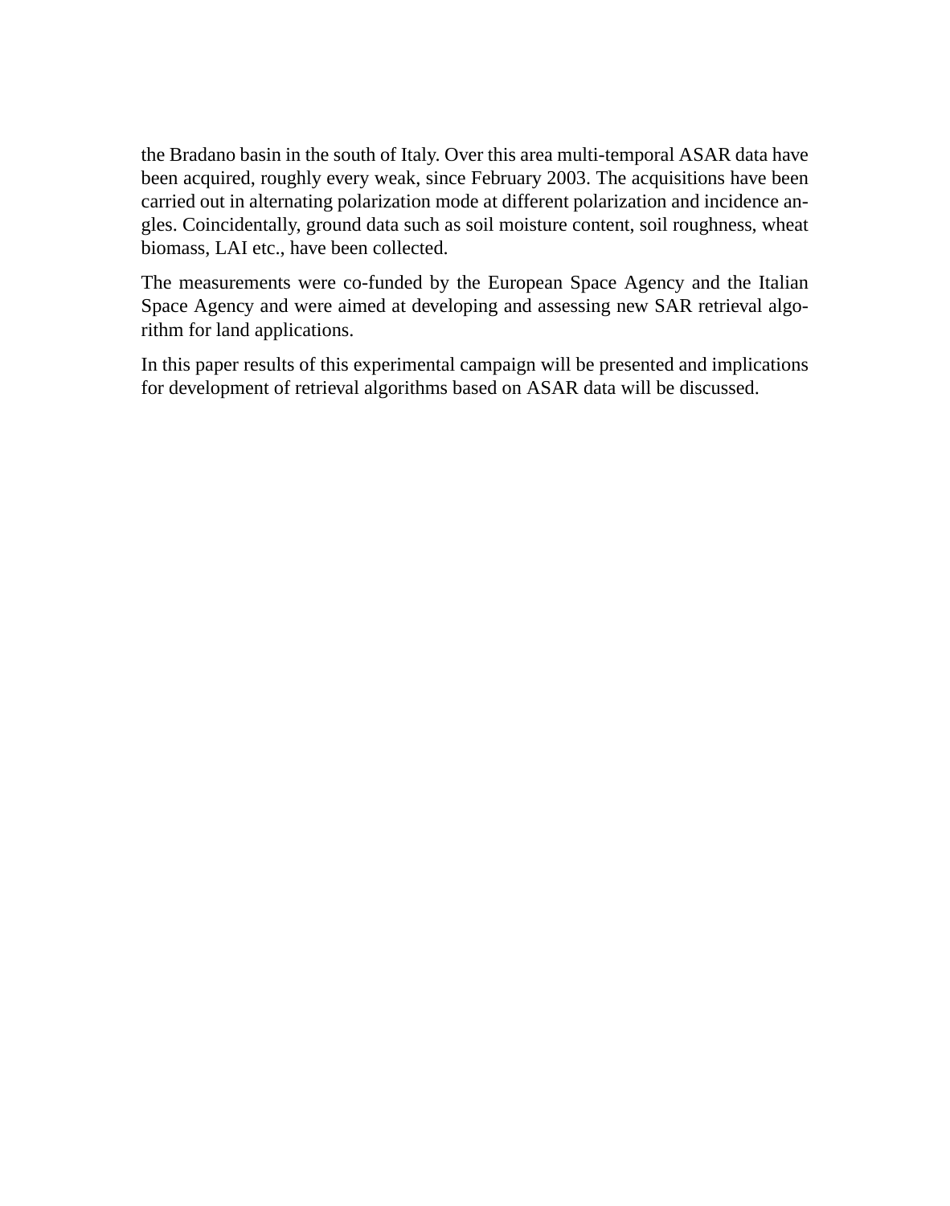the Bradano basin in the south of Italy. Over this area multi-temporal ASAR data have been acquired, roughly every weak, since February 2003. The acquisitions have been carried out in alternating polarization mode at different polarization and incidence angles. Coincidentally, ground data such as soil moisture content, soil roughness, wheat biomass, LAI etc., have been collected.

The measurements were co-funded by the European Space Agency and the Italian Space Agency and were aimed at developing and assessing new SAR retrieval algorithm for land applications.

In this paper results of this experimental campaign will be presented and implications for development of retrieval algorithms based on ASAR data will be discussed.